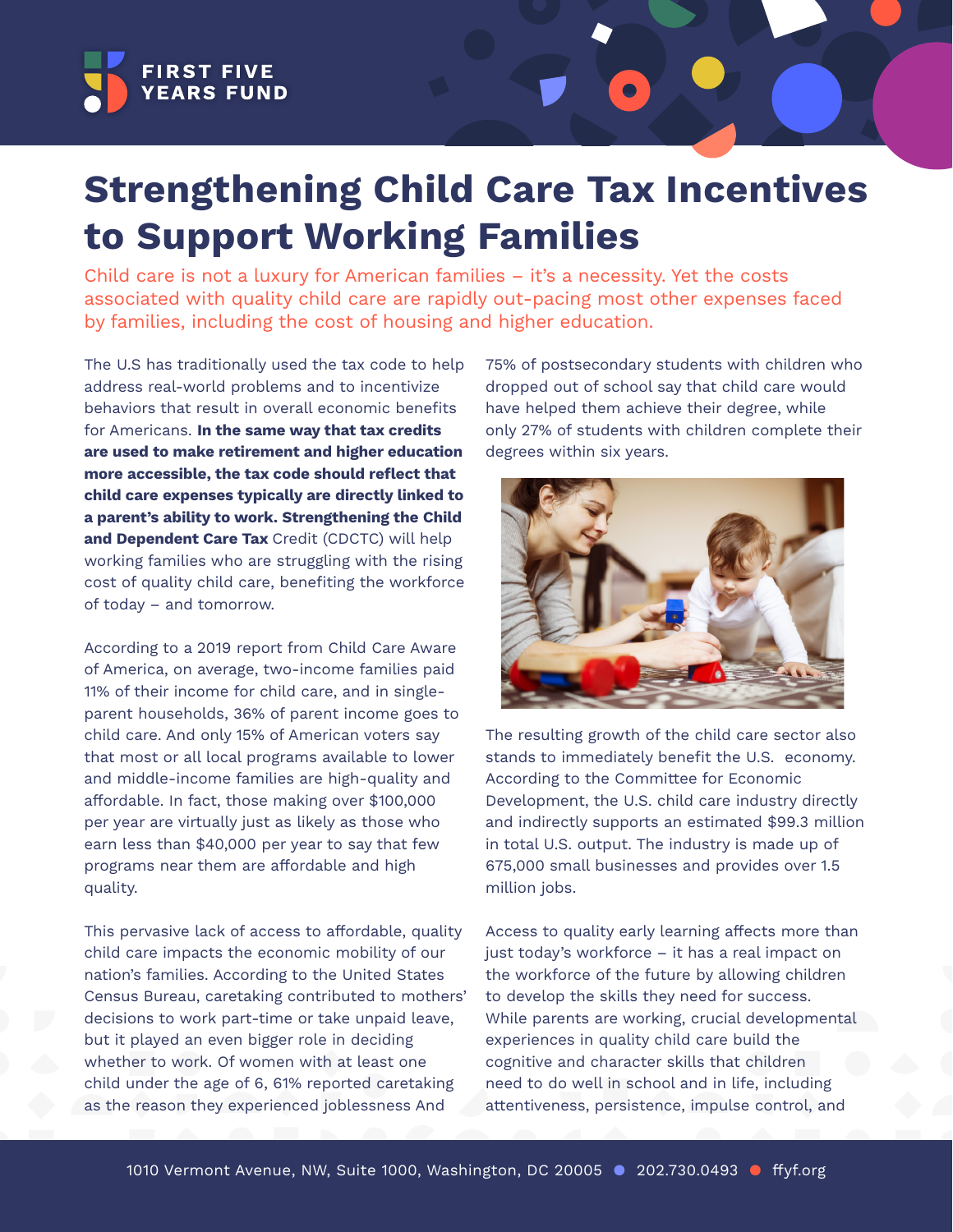FIRST FIVE YEARS FUND

# Strengthening Child Care Tax Incentives to Support Working Families

Child care is not a luxury for American families – it's a necessity. Yet the costs associated with quality child care are rapidly out-pacing most other expenses faced by families, including the cost of housing and higher education.

The U.S has traditionally used the tax code to help address real-world problems and to incentivize behaviors that result in overall economic benefits for Americans. **In the same way that tax credits are used to make retirement and higher education more accessible, the tax code should reflect that child care expenses typically are directly linked to a parent's ability to work. Strengthening the Child and Dependent Care Tax** Credit (CDCTC) will help working families who are struggling with the rising cost of quality child care, benefiting the workforce of today – and tomorrow.

According to a 2019 report from Child Care Aware of America, on average, two-income families paid 11% of their income for child care, and in single-parent households, 36% of parent income goes to child care. And only 15% of American voters say that most or all local programs available to lower and middle-income families are high-quality and affordable. In fact, those making over $100,000 per year are virtually just as likely as those who earn less than $40,000 per year to say that few programs near them are affordable and high quality.

This pervasive lack of access to affordable, quality child care impacts the economic mobility of our nation's families. According to the United States Census Bureau, caretaking contributed to mothers' decisions to work part-time or take unpaid leave, but it played an even bigger role in deciding whether to work. Of women with at least one child under the age of 6, 61% reported caretaking as the reason they experienced joblessness And 75% of postsecondary students with children who dropped out of school say that child care would have helped them achieve their degree, while only 27% of students with children complete their degrees within six years.

The resulting growth of the child care sector also stands to immediately benefit the U.S. economy. According to the Committee for Economic Development, the U.S. child care industry directly and indirectly supports an estimated $99.3 million in total U.S. output. The industry is made up of 675,000 small businesses and provides over 1.5 million jobs.

Access to quality early learning affects more than just today's workforce – it has a real impact on the workforce of the future by allowing children to develop the skills they need for success. While parents are working, crucial developmental experiences in quality child care build the cognitive and character skills that children need to do well in school and in life, including attentiveness, persistence, impulse control, and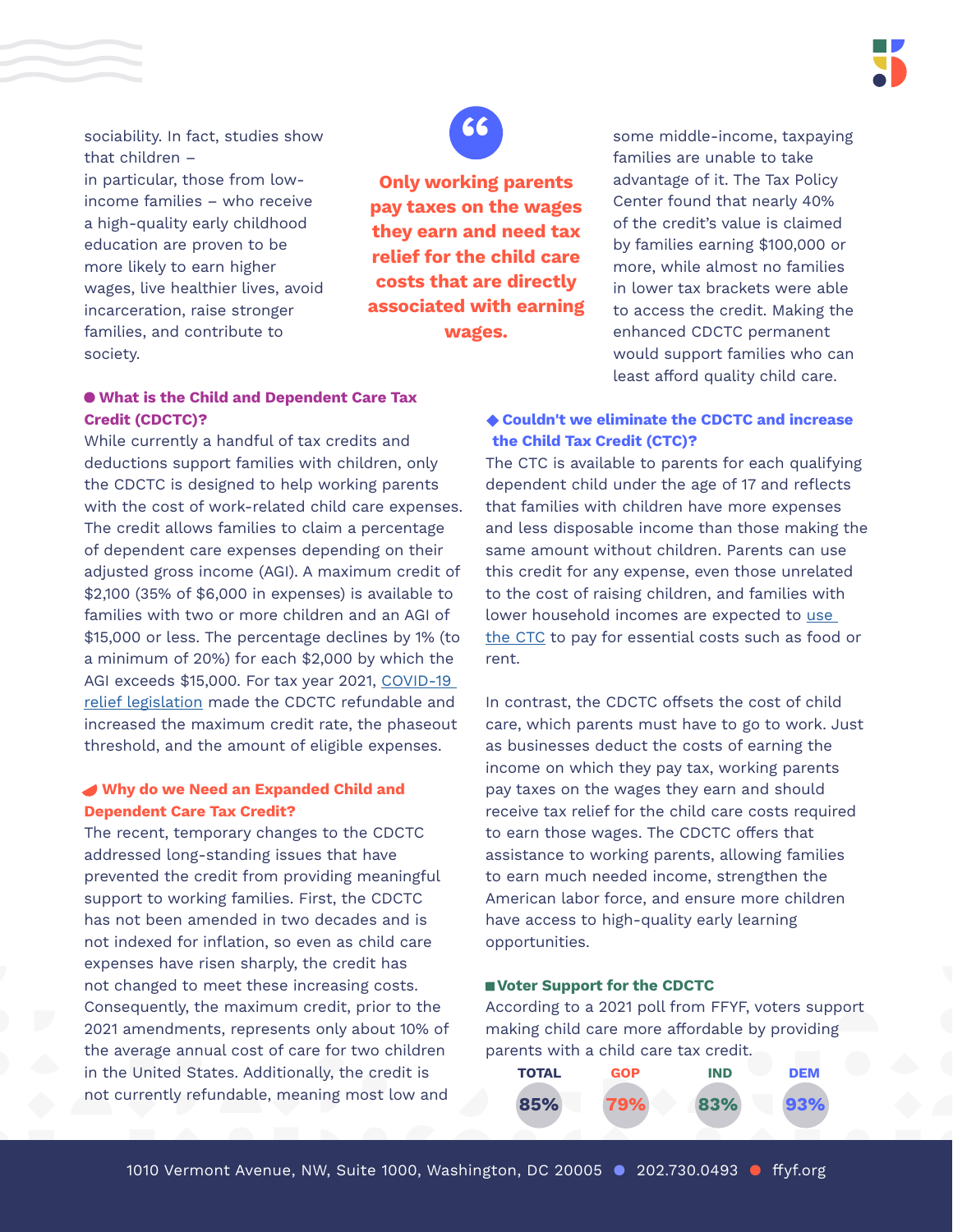sociability. In fact, studies show that children – in particular, those from low-income families – who receive a high-quality early childhood education are proven to be more likely to earn higher wages, live healthier lives, avoid incarceration, raise stronger families, and contribute to society.

**Only working parents pay taxes on the wages they earn and need tax relief for the child care costs that are directly associated with earning wages.**

### What is the Child and Dependent Care Tax Credit (CDCTC)?

While currently a handful of tax credits and deductions support families with children, only the CDCTC is designed to help working parents with the cost of work-related child care expenses. The credit allows families to claim a percentage of dependent care expenses depending on their adjusted gross income (AGI). A maximum credit of $2,100 (35% of $6,000 in expenses) is available to families with two or more children and an AGI of $15,000 or less. The percentage declines by 1% (to a minimum of 20%) for each $2,000 by which the AGI exceeds $15,000. For tax year 2021, COVID-19 relief legislation made the CDCTC refundable and increased the maximum credit rate, the phaseout threshold, and the amount of eligible expenses.

### Why do we Need an Expanded Child and Dependent Care Tax Credit?

The recent, temporary changes to the CDCTC addressed long-standing issues that have prevented the credit from providing meaningful support to working families. First, the CDCTC has not been amended in two decades and is not indexed for inflation, so even as child care expenses have risen sharply, the credit has not changed to meet these increasing costs. Consequently, the maximum credit, prior to the 2021 amendments, represents only about 10% of the average annual cost of care for two children in the United States. Additionally, the credit is not currently refundable, meaning most low and some middle-income, taxpaying families are unable to take advantage of it. The Tax Policy Center found that nearly 40% of the credit's value is claimed by families earning $100,000 or more, while almost no families in lower tax brackets were able to access the credit. Making the enhanced CDCTC permanent would support families who can least afford quality child care.

### Couldn't we eliminate the CDCTC and increase the Child Tax Credit (CTC)?

The CTC is available to parents for each qualifying dependent child under the age of 17 and reflects that families with children have more expenses and less disposable income than those making the same amount without children. Parents can use this credit for any expense, even those unrelated to the cost of raising children, and families with lower household incomes are expected to use the CTC to pay for essential costs such as food or rent.

In contrast, the CDCTC offsets the cost of child care, which parents must have to go to work. Just as businesses deduct the costs of earning the income on which they pay tax, working parents pay taxes on the wages they earn and should receive tax relief for the child care costs required to earn those wages. The CDCTC offers that assistance to working parents, allowing families to earn much needed income, strengthen the American labor force, and ensure more children have access to high-quality early learning opportunities.

### Voter Support for the CDCTC

According to a 2021 poll from FFYF, voters support making child care more affordable by providing parents with a child care tax credit.

| TOTAL | GOP | IND | DEM |
|---|---|---|---|
| 85% | 79% | 83% | 93% |

1010 Vermont Avenue, NW, Suite 1000, Washington, DC 20005 • 202.730.0493 • ffyf.org